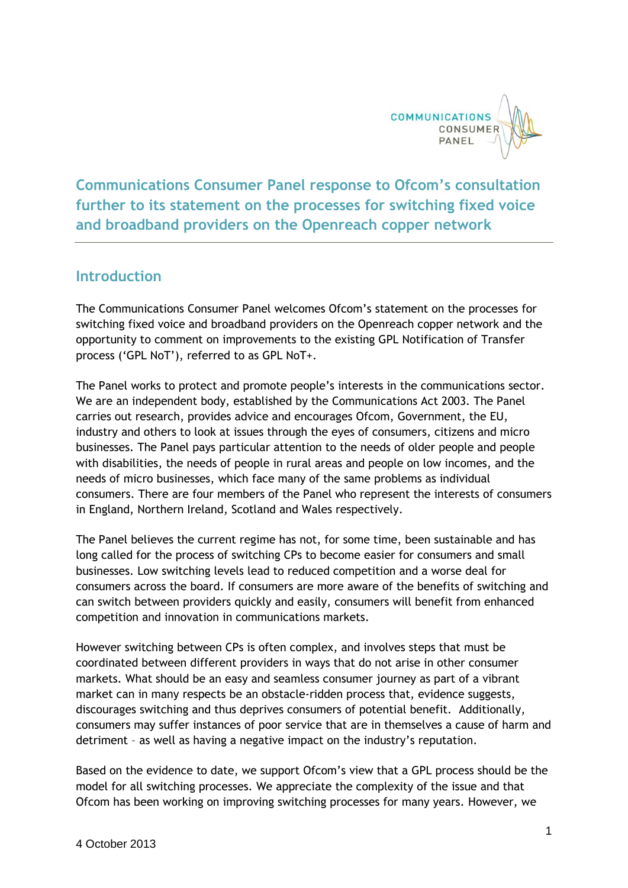# Communications Consumer Panel response to Ofcom's consultation further to its statement on the processes for switching fixed voice and broadband providers on the Openreach copper network

## Introduction

The Communications Consumer Panel welcomes Ofcom's statement on the processes for switching fixed voice and broadband providers on the Openreach copper network and the opportunity to comment on improvements to the existing GPL Notification of Transfer process ('GPL NoT'), referred to as GPL NoT+.

The Panel works to protect and promote people's interests in the communications sector. We are an independent body, established by the Communications Act 2003. The Panel carries out research, provides advice and encourages Ofcom, Government, the EU, industry and others to look at issues through the eyes of consumers, citizens and micro businesses. The Panel pays particular attention to the needs of older people and people with disabilities, the needs of people in rural areas and people on low incomes, and the needs of micro businesses, which face many of the same problems as individual consumers. There are four members of the Panel who represent the interests of consumers in England, Northern Ireland, Scotland and Wales respectively.

The Panel believes the current regime has not, for some time, been sustainable and has long called for the process of switching CPs to become easier for consumers and small businesses. Low switching levels lead to reduced competition and a worse deal for consumers across the board. If consumers are more aware of the benefits of switching and can switch between providers quickly and easily, consumers will benefit from enhanced competition and innovation in communications markets.

However switching between CPs is often complex, and involves steps that must be coordinated between different providers in ways that do not arise in other consumer markets. What should be an easy and seamless consumer journey as part of a vibrant market can in many respects be an obstacle-ridden process that, evidence suggests, discourages switching and thus deprives consumers of potential benefit. Additionally, consumers may suffer instances of poor service that are in themselves a cause of harm and detriment – as well as having a negative impact on the industry's reputation.

Based on the evidence to date, we support Ofcom's view that a GPL process should be the model for all switching processes. We appreciate the complexity of the issue and that Ofcom has been working on improving switching processes for many years. However, we

4 October 2013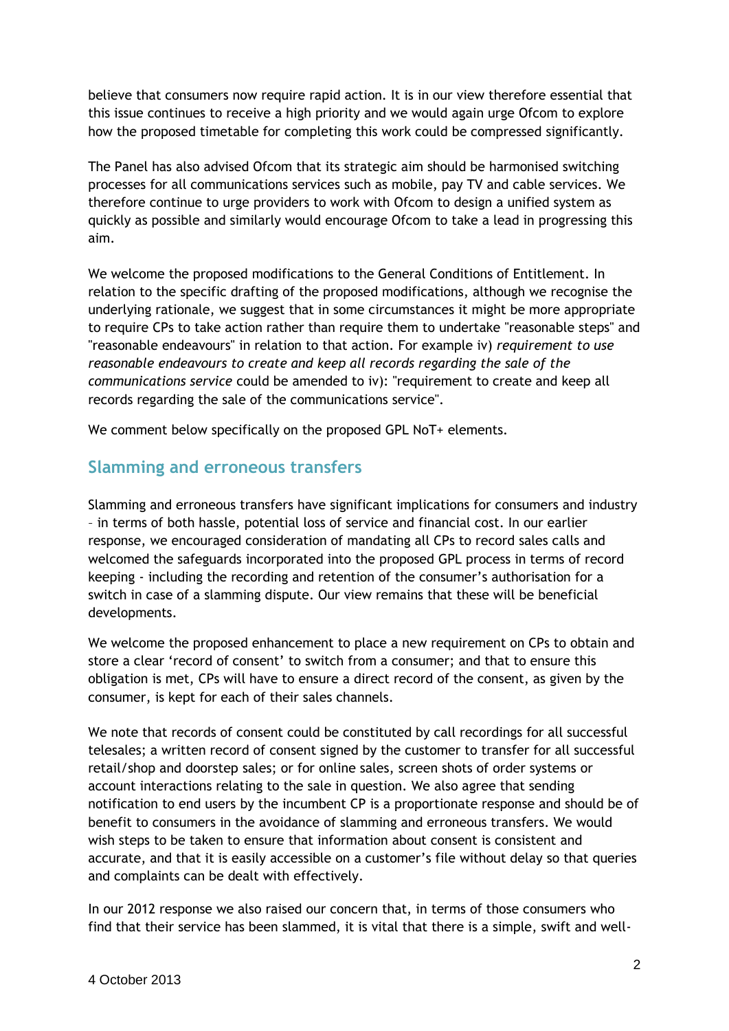believe that consumers now require rapid action. It is in our view therefore essential that this issue continues to receive a high priority and we would again urge Ofcom to explore how the proposed timetable for completing this work could be compressed significantly.

The Panel has also advised Ofcom that its strategic aim should be harmonised switching processes for all communications services such as mobile, pay TV and cable services. We therefore continue to urge providers to work with Ofcom to design a unified system as quickly as possible and similarly would encourage Ofcom to take a lead in progressing this aim.

We welcome the proposed modifications to the General Conditions of Entitlement. In relation to the specific drafting of the proposed modifications, although we recognise the underlying rationale, we suggest that in some circumstances it might be more appropriate to require CPs to take action rather than require them to undertake "reasonable steps" and "reasonable endeavours" in relation to that action. For example iv) *requirement to use reasonable endeavours to create and keep all records regarding the sale of the communications service* could be amended to iv): "requirement to create and keep all records regarding the sale of the communications service".

We comment below specifically on the proposed GPL NoT+ elements.

## Slamming and erroneous transfers

Slamming and erroneous transfers have significant implications for consumers and industry – in terms of both hassle, potential loss of service and financial cost. In our earlier response, we encouraged consideration of mandating all CPs to record sales calls and welcomed the safeguards incorporated into the proposed GPL process in terms of record keeping - including the recording and retention of the consumer's authorisation for a switch in case of a slamming dispute. Our view remains that these will be beneficial developments.

We welcome the proposed enhancement to place a new requirement on CPs to obtain and store a clear 'record of consent' to switch from a consumer; and that to ensure this obligation is met, CPs will have to ensure a direct record of the consent, as given by the consumer, is kept for each of their sales channels.

We note that records of consent could be constituted by call recordings for all successful telesales; a written record of consent signed by the customer to transfer for all successful retail/shop and doorstep sales; or for online sales, screen shots of order systems or account interactions relating to the sale in question. We also agree that sending notification to end users by the incumbent CP is a proportionate response and should be of benefit to consumers in the avoidance of slamming and erroneous transfers. We would wish steps to be taken to ensure that information about consent is consistent and accurate, and that it is easily accessible on a customer's file without delay so that queries and complaints can be dealt with effectively.

In our 2012 response we also raised our concern that, in terms of those consumers who find that their service has been slammed, it is vital that there is a simple, swift and well-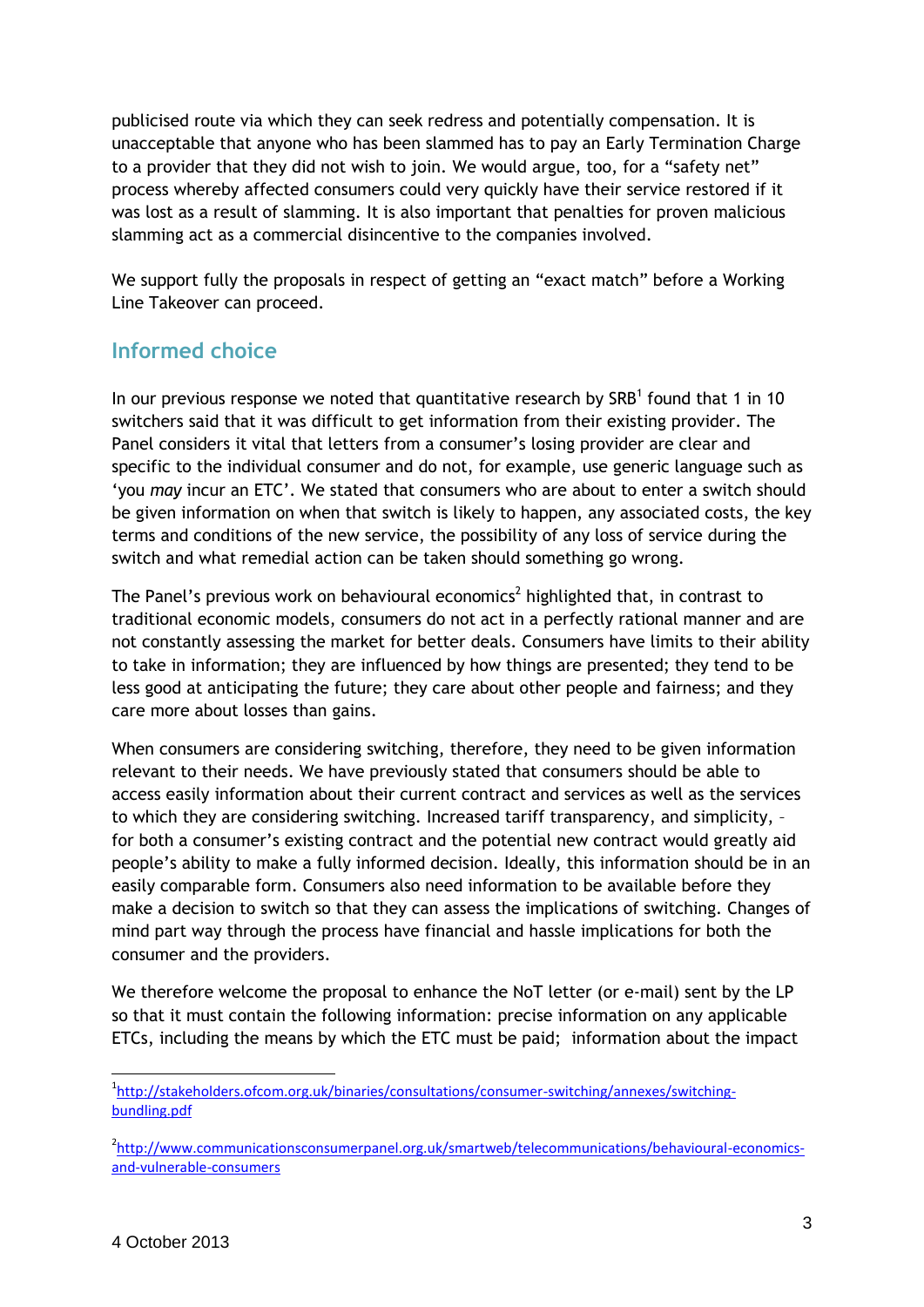publicised route via which they can seek redress and potentially compensation. It is unacceptable that anyone who has been slammed has to pay an Early Termination Charge to a provider that they did not wish to join. We would argue, too, for a "safety net" process whereby affected consumers could very quickly have their service restored if it was lost as a result of slamming. It is also important that penalties for proven malicious slamming act as a commercial disincentive to the companies involved.

We support fully the proposals in respect of getting an "exact match" before a Working Line Takeover can proceed.

## Informed choice

In our previous response we noted that quantitative research by SRB[1] found that 1 in 10 switchers said that it was difficult to get information from their existing provider. The Panel considers it vital that letters from a consumer's losing provider are clear and specific to the individual consumer and do not, for example, use generic language such as 'you *may* incur an ETC'. We stated that consumers who are about to enter a switch should be given information on when that switch is likely to happen, any associated costs, the key terms and conditions of the new service, the possibility of any loss of service during the switch and what remedial action can be taken should something go wrong.

The Panel's previous work on behavioural economics[2] highlighted that, in contrast to traditional economic models, consumers do not act in a perfectly rational manner and are not constantly assessing the market for better deals. Consumers have limits to their ability to take in information; they are influenced by how things are presented; they tend to be less good at anticipating the future; they care about other people and fairness; and they care more about losses than gains.

When consumers are considering switching, therefore, they need to be given information relevant to their needs. We have previously stated that consumers should be able to access easily information about their current contract and services as well as the services to which they are considering switching. Increased tariff transparency, and simplicity, – for both a consumer's existing contract and the potential new contract would greatly aid people's ability to make a fully informed decision. Ideally, this information should be in an easily comparable form. Consumers also need information to be available before they make a decision to switch so that they can assess the implications of switching. Changes of mind part way through the process have financial and hassle implications for both the consumer and the providers.

We therefore welcome the proposal to enhance the NoT letter (or e-mail) sent by the LP so that it must contain the following information: precise information on any applicable ETCs, including the means by which the ETC must be paid; information about the impact

---

[1] http://stakeholders.ofcom.org.uk/binaries/consultations/consumer-switching/annexes/switching-bundling.pdf

[2] http://www.communicationsconsumerpanel.org.uk/smartweb/telecommunications/behavioural-economics-and-vulnerable-consumers

4 October 2013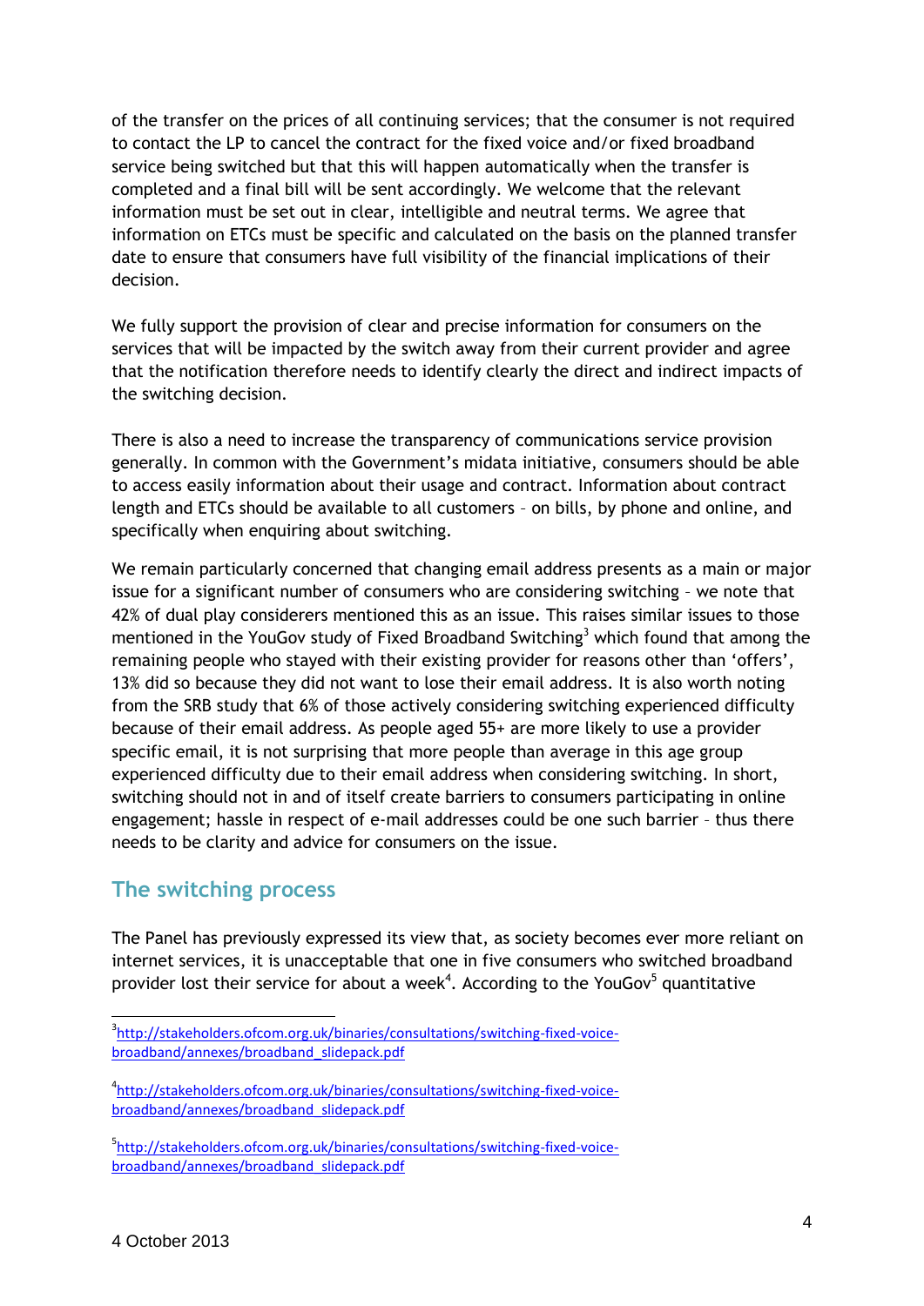of the transfer on the prices of all continuing services; that the consumer is not required to contact the LP to cancel the contract for the fixed voice and/or fixed broadband service being switched but that this will happen automatically when the transfer is completed and a final bill will be sent accordingly. We welcome that the relevant information must be set out in clear, intelligible and neutral terms. We agree that information on ETCs must be specific and calculated on the basis on the planned transfer date to ensure that consumers have full visibility of the financial implications of their decision.

We fully support the provision of clear and precise information for consumers on the services that will be impacted by the switch away from their current provider and agree that the notification therefore needs to identify clearly the direct and indirect impacts of the switching decision.

There is also a need to increase the transparency of communications service provision generally. In common with the Government's midata initiative, consumers should be able to access easily information about their usage and contract. Information about contract length and ETCs should be available to all customers – on bills, by phone and online, and specifically when enquiring about switching.

We remain particularly concerned that changing email address presents as a main or major issue for a significant number of consumers who are considering switching – we note that 42% of dual play considerers mentioned this as an issue. This raises similar issues to those mentioned in the YouGov study of Fixed Broadband Switching[3] which found that among the remaining people who stayed with their existing provider for reasons other than 'offers', 13% did so because they did not want to lose their email address. It is also worth noting from the SRB study that 6% of those actively considering switching experienced difficulty because of their email address. As people aged 55+ are more likely to use a provider specific email, it is not surprising that more people than average in this age group experienced difficulty due to their email address when considering switching. In short, switching should not in and of itself create barriers to consumers participating in online engagement; hassle in respect of e-mail addresses could be one such barrier – thus there needs to be clarity and advice for consumers on the issue.

## The switching process

The Panel has previously expressed its view that, as society becomes ever more reliant on internet services, it is unacceptable that one in five consumers who switched broadband provider lost their service for about a week[4]. According to the YouGov[5] quantitative

---

[3] http://stakeholders.ofcom.org.uk/binaries/consultations/switching-fixed-voice-broadband/annexes/broadband_slidepack.pdf

[4] http://stakeholders.ofcom.org.uk/binaries/consultations/switching-fixed-voice-broadband/annexes/broadband_slidepack.pdf

[5] http://stakeholders.ofcom.org.uk/binaries/consultations/switching-fixed-voice-broadband/annexes/broadband_slidepack.pdf

4 October 2013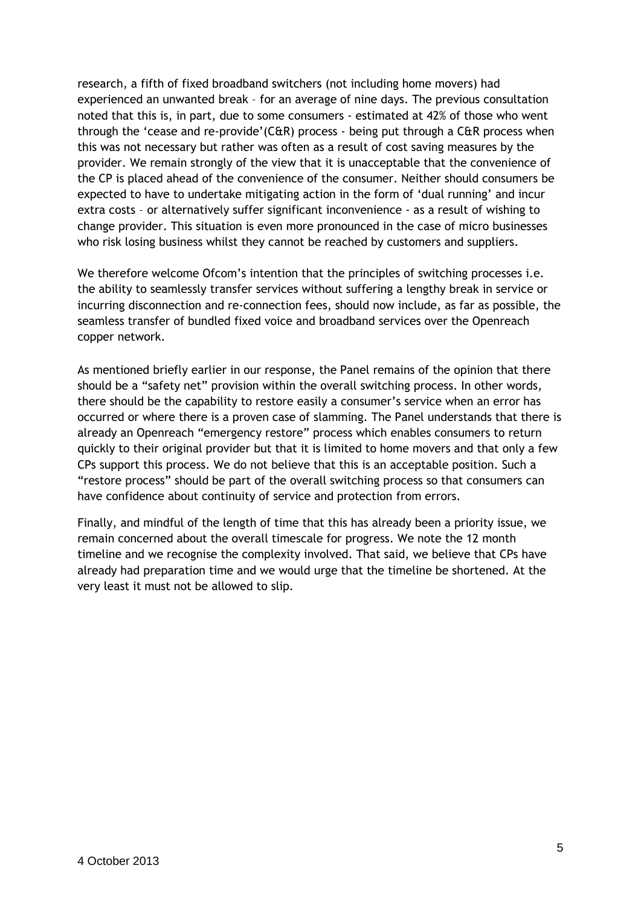research, a fifth of fixed broadband switchers (not including home movers) had experienced an unwanted break – for an average of nine days. The previous consultation noted that this is, in part, due to some consumers - estimated at 42% of those who went through the 'cease and re-provide'(C&R) process - being put through a C&R process when this was not necessary but rather was often as a result of cost saving measures by the provider. We remain strongly of the view that it is unacceptable that the convenience of the CP is placed ahead of the convenience of the consumer. Neither should consumers be expected to have to undertake mitigating action in the form of 'dual running' and incur extra costs – or alternatively suffer significant inconvenience - as a result of wishing to change provider. This situation is even more pronounced in the case of micro businesses who risk losing business whilst they cannot be reached by customers and suppliers.

We therefore welcome Ofcom's intention that the principles of switching processes i.e. the ability to seamlessly transfer services without suffering a lengthy break in service or incurring disconnection and re-connection fees, should now include, as far as possible, the seamless transfer of bundled fixed voice and broadband services over the Openreach copper network.

As mentioned briefly earlier in our response, the Panel remains of the opinion that there should be a "safety net" provision within the overall switching process. In other words, there should be the capability to restore easily a consumer's service when an error has occurred or where there is a proven case of slamming. The Panel understands that there is already an Openreach "emergency restore" process which enables consumers to return quickly to their original provider but that it is limited to home movers and that only a few CPs support this process. We do not believe that this is an acceptable position. Such a "restore process" should be part of the overall switching process so that consumers can have confidence about continuity of service and protection from errors.

Finally, and mindful of the length of time that this has already been a priority issue, we remain concerned about the overall timescale for progress. We note the 12 month timeline and we recognise the complexity involved. That said, we believe that CPs have already had preparation time and we would urge that the timeline be shortened. At the very least it must not be allowed to slip.